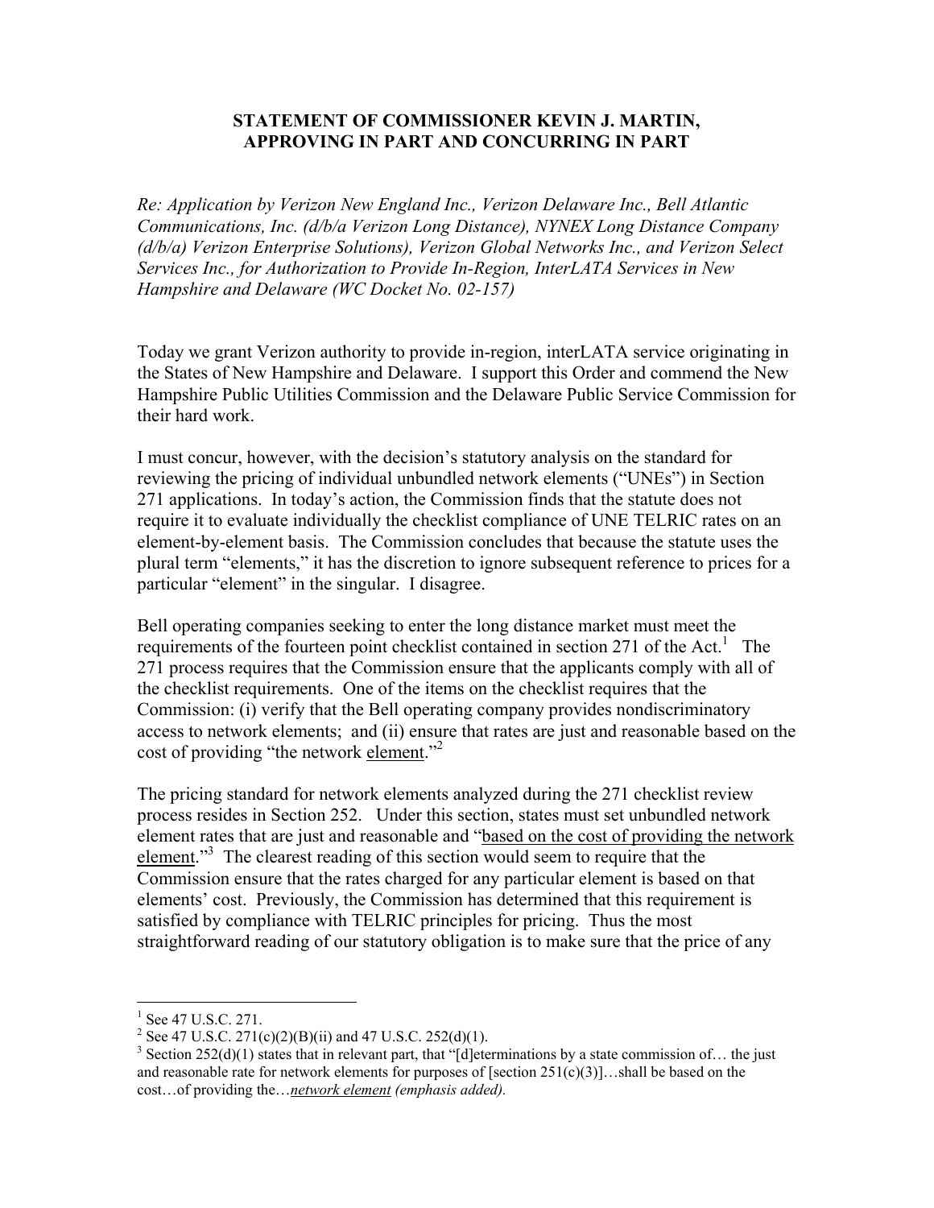# STATEMENT OF COMMISSIONER KEVIN J. MARTIN, APPROVING IN PART AND CONCURRING IN PART

*Re: Application by Verizon New England Inc., Verizon Delaware Inc., Bell Atlantic Communications, Inc. (d/b/a Verizon Long Distance), NYNEX Long Distance Company (d/b/a) Verizon Enterprise Solutions), Verizon Global Networks Inc., and Verizon Select Services Inc., for Authorization to Provide In-Region, InterLATA Services in New Hampshire and Delaware (WC Docket No. 02-157)*

Today we grant Verizon authority to provide in-region, interLATA service originating in the States of New Hampshire and Delaware. I support this Order and commend the New Hampshire Public Utilities Commission and the Delaware Public Service Commission for their hard work.

I must concur, however, with the decision's statutory analysis on the standard for reviewing the pricing of individual unbundled network elements ("UNEs") in Section 271 applications. In today's action, the Commission finds that the statute does not require it to evaluate individually the checklist compliance of UNE TELRIC rates on an element-by-element basis. The Commission concludes that because the statute uses the plural term "elements," it has the discretion to ignore subsequent reference to prices for a particular "element" in the singular. I disagree.

Bell operating companies seeking to enter the long distance market must meet the requirements of the fourteen point checklist contained in section 271 of the Act.[1] The 271 process requires that the Commission ensure that the applicants comply with all of the checklist requirements. One of the items on the checklist requires that the Commission: (i) verify that the Bell operating company provides nondiscriminatory access to network elements; and (ii) ensure that rates are just and reasonable based on the cost of providing "the network <u>element</u>."[2]

The pricing standard for network elements analyzed during the 271 checklist review process resides in Section 252. Under this section, states must set unbundled network element rates that are just and reasonable and "<u>based on the cost of providing the network element</u>."[3] The clearest reading of this section would seem to require that the Commission ensure that the rates charged for any particular element is based on that elements' cost. Previously, the Commission has determined that this requirement is satisfied by compliance with TELRIC principles for pricing. Thus the most straightforward reading of our statutory obligation is to make sure that the price of any

---

[1] See 47 U.S.C. 271.

[2] See 47 U.S.C. 271(c)(2)(B)(ii) and 47 U.S.C. 252(d)(1).

[3] Section 252(d)(1) states that in relevant part, that "[d]eterminations by a state commission of… the just and reasonable rate for network elements for purposes of [section 251(c)(3)]…shall be based on the cost…of providing the…***<u>network element</u>*** *(emphasis added).*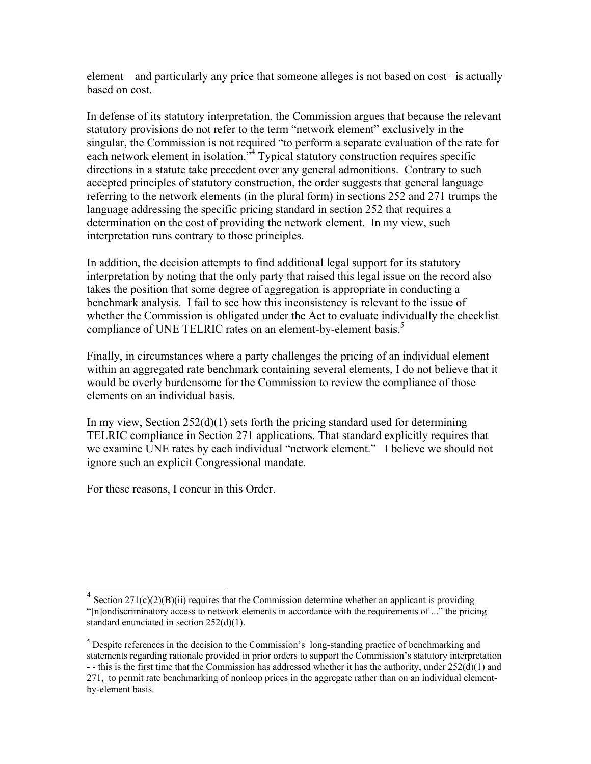element—and particularly any price that someone alleges is not based on cost –is actually based on cost.

In defense of its statutory interpretation, the Commission argues that because the relevant statutory provisions do not refer to the term "network element" exclusively in the singular, the Commission is not required "to perform a separate evaluation of the rate for each network element in isolation."[4] Typical statutory construction requires specific directions in a statute take precedent over any general admonitions. Contrary to such accepted principles of statutory construction, the order suggests that general language referring to the network elements (in the plural form) in sections 252 and 271 trumps the language addressing the specific pricing standard in section 252 that requires a determination on the cost of <u>providing the network element</u>. In my view, such interpretation runs contrary to those principles.

In addition, the decision attempts to find additional legal support for its statutory interpretation by noting that the only party that raised this legal issue on the record also takes the position that some degree of aggregation is appropriate in conducting a benchmark analysis. I fail to see how this inconsistency is relevant to the issue of whether the Commission is obligated under the Act to evaluate individually the checklist compliance of UNE TELRIC rates on an element-by-element basis.[5]

Finally, in circumstances where a party challenges the pricing of an individual element within an aggregated rate benchmark containing several elements, I do not believe that it would be overly burdensome for the Commission to review the compliance of those elements on an individual basis.

In my view, Section 252(d)(1) sets forth the pricing standard used for determining TELRIC compliance in Section 271 applications. That standard explicitly requires that we examine UNE rates by each individual "network element." I believe we should not ignore such an explicit Congressional mandate.

For these reasons, I concur in this Order.

---

[4] Section 271(c)(2)(B)(ii) requires that the Commission determine whether an applicant is providing "[n]ondiscriminatory access to network elements in accordance with the requirements of ..." the pricing standard enunciated in section 252(d)(1).

[5] Despite references in the decision to the Commission's long-standing practice of benchmarking and statements regarding rationale provided in prior orders to support the Commission's statutory interpretation - - this is the first time that the Commission has addressed whether it has the authority, under 252(d)(1) and 271, to permit rate benchmarking of nonloop prices in the aggregate rather than on an individual element-by-element basis.